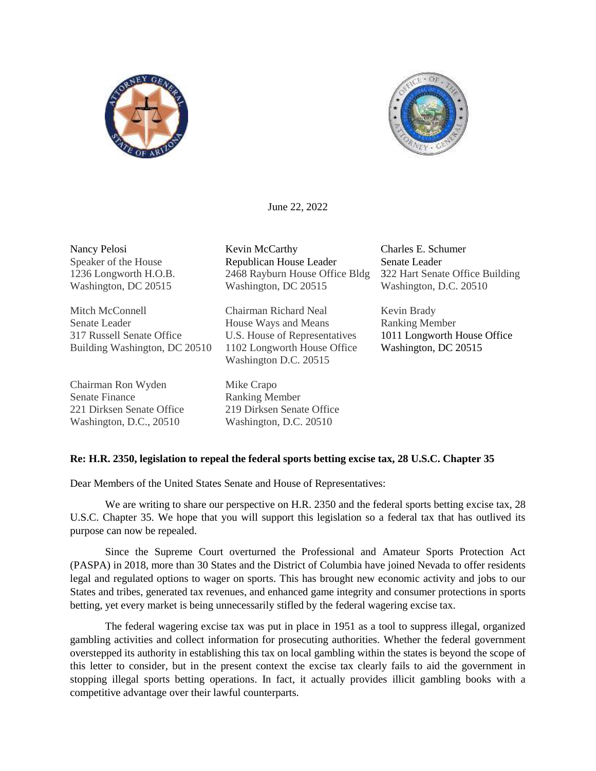June 22, 2022

Nancy Pelosi
Speaker of the House
1236 Longworth H.O.B.
Washington, DC 20515

Kevin McCarthy
Republican House Leader
2468 Rayburn House Office Bldg
Washington, DC 20515

Charles E. Schumer
Senate Leader
322 Hart Senate Office Building
Washington, D.C. 20510

Mitch McConnell
Senate Leader
317 Russell Senate Office
Building Washington, DC 20510

Chairman Richard Neal
House Ways and Means
U.S. House of Representatives
1102 Longworth House Office
Washington D.C. 20515

Kevin Brady
Ranking Member
1011 Longworth House Office
Washington, DC 20515

Chairman Ron Wyden
Senate Finance
221 Dirksen Senate Office
Washington, D.C., 20510

Mike Crapo
Ranking Member
219 Dirksen Senate Office
Washington, D.C. 20510

**Re: H.R. 2350, legislation to repeal the federal sports betting excise tax, 28 U.S.C. Chapter 35**

Dear Members of the United States Senate and House of Representatives:

We are writing to share our perspective on H.R. 2350 and the federal sports betting excise tax, 28 U.S.C. Chapter 35. We hope that you will support this legislation so a federal tax that has outlived its purpose can now be repealed.

Since the Supreme Court overturned the Professional and Amateur Sports Protection Act (PASPA) in 2018, more than 30 States and the District of Columbia have joined Nevada to offer residents legal and regulated options to wager on sports. This has brought new economic activity and jobs to our States and tribes, generated tax revenues, and enhanced game integrity and consumer protections in sports betting, yet every market is being unnecessarily stifled by the federal wagering excise tax.

The federal wagering excise tax was put in place in 1951 as a tool to suppress illegal, organized gambling activities and collect information for prosecuting authorities. Whether the federal government overstepped its authority in establishing this tax on local gambling within the states is beyond the scope of this letter to consider, but in the present context the excise tax clearly fails to aid the government in stopping illegal sports betting operations. In fact, it actually provides illicit gambling books with a competitive advantage over their lawful counterparts.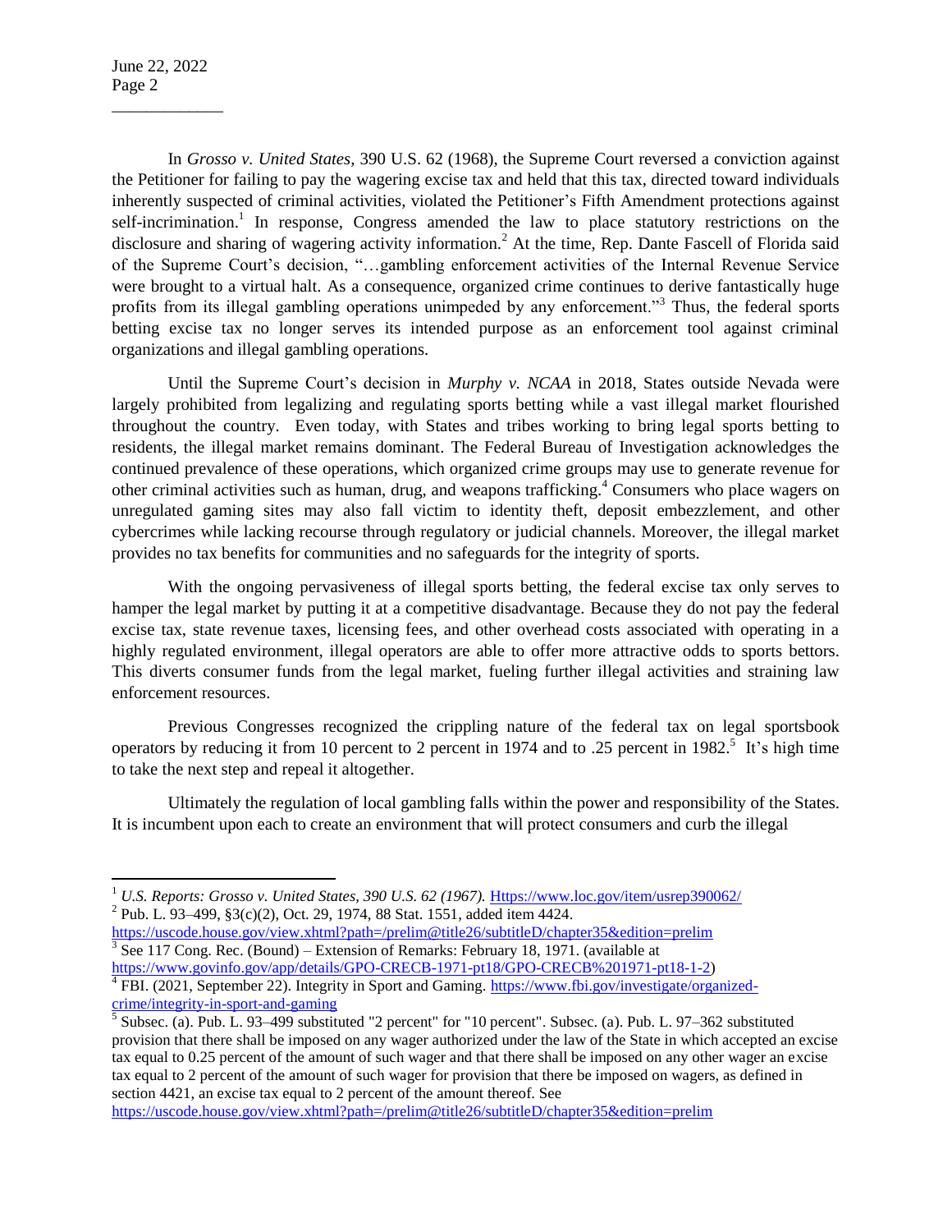In *Grosso v. United States*, 390 U.S. 62 (1968), the Supreme Court reversed a conviction against the Petitioner for failing to pay the wagering excise tax and held that this tax, directed toward individuals inherently suspected of criminal activities, violated the Petitioner's Fifth Amendment protections against self-incrimination.[1] In response, Congress amended the law to place statutory restrictions on the disclosure and sharing of wagering activity information.[2] At the time, Rep. Dante Fascell of Florida said of the Supreme Court's decision, "…gambling enforcement activities of the Internal Revenue Service were brought to a virtual halt. As a consequence, organized crime continues to derive fantastically huge profits from its illegal gambling operations unimpeded by any enforcement."[3] Thus, the federal sports betting excise tax no longer serves its intended purpose as an enforcement tool against criminal organizations and illegal gambling operations.

Until the Supreme Court's decision in *Murphy v. NCAA* in 2018, States outside Nevada were largely prohibited from legalizing and regulating sports betting while a vast illegal market flourished throughout the country. Even today, with States and tribes working to bring legal sports betting to residents, the illegal market remains dominant. The Federal Bureau of Investigation acknowledges the continued prevalence of these operations, which organized crime groups may use to generate revenue for other criminal activities such as human, drug, and weapons trafficking.[4] Consumers who place wagers on unregulated gaming sites may also fall victim to identity theft, deposit embezzlement, and other cybercrimes while lacking recourse through regulatory or judicial channels. Moreover, the illegal market provides no tax benefits for communities and no safeguards for the integrity of sports.

With the ongoing pervasiveness of illegal sports betting, the federal excise tax only serves to hamper the legal market by putting it at a competitive disadvantage. Because they do not pay the federal excise tax, state revenue taxes, licensing fees, and other overhead costs associated with operating in a highly regulated environment, illegal operators are able to offer more attractive odds to sports bettors. This diverts consumer funds from the legal market, fueling further illegal activities and straining law enforcement resources.

Previous Congresses recognized the crippling nature of the federal tax on legal sportsbook operators by reducing it from 10 percent to 2 percent in 1974 and to .25 percent in 1982.[5] It's high time to take the next step and repeal it altogether.

Ultimately the regulation of local gambling falls within the power and responsibility of the States. It is incumbent upon each to create an environment that will protect consumers and curb the illegal

---

[1] *U.S. Reports: Grosso v. United States, 390 U.S. 62 (1967).* https://www.loc.gov/item/usrep390062/

[2] Pub. L. 93–499, §3(c)(2), Oct. 29, 1974, 88 Stat. 1551, added item 4424. https://uscode.house.gov/view.xhtml?path=/prelim@title26/subtitleD/chapter35&edition=prelim

[3] See 117 Cong. Rec. (Bound) – Extension of Remarks: February 18, 1971. (available at https://www.govinfo.gov/app/details/GPO-CRECB-1971-pt18/GPO-CRECB%201971-pt18-1-2)

[4] FBI. (2021, September 22). Integrity in Sport and Gaming. https://www.fbi.gov/investigate/organized-crime/integrity-in-sport-and-gaming

[5] Subsec. (a). Pub. L. 93–499 substituted "2 percent" for "10 percent". Subsec. (a). Pub. L. 97–362 substituted provision that there shall be imposed on any wager authorized under the law of the State in which accepted an excise tax equal to 0.25 percent of the amount of such wager and that there shall be imposed on any other wager an excise tax equal to 2 percent of the amount of such wager for provision that there be imposed on wagers, as defined in section 4421, an excise tax equal to 2 percent of the amount thereof. See https://uscode.house.gov/view.xhtml?path=/prelim@title26/subtitleD/chapter35&edition=prelim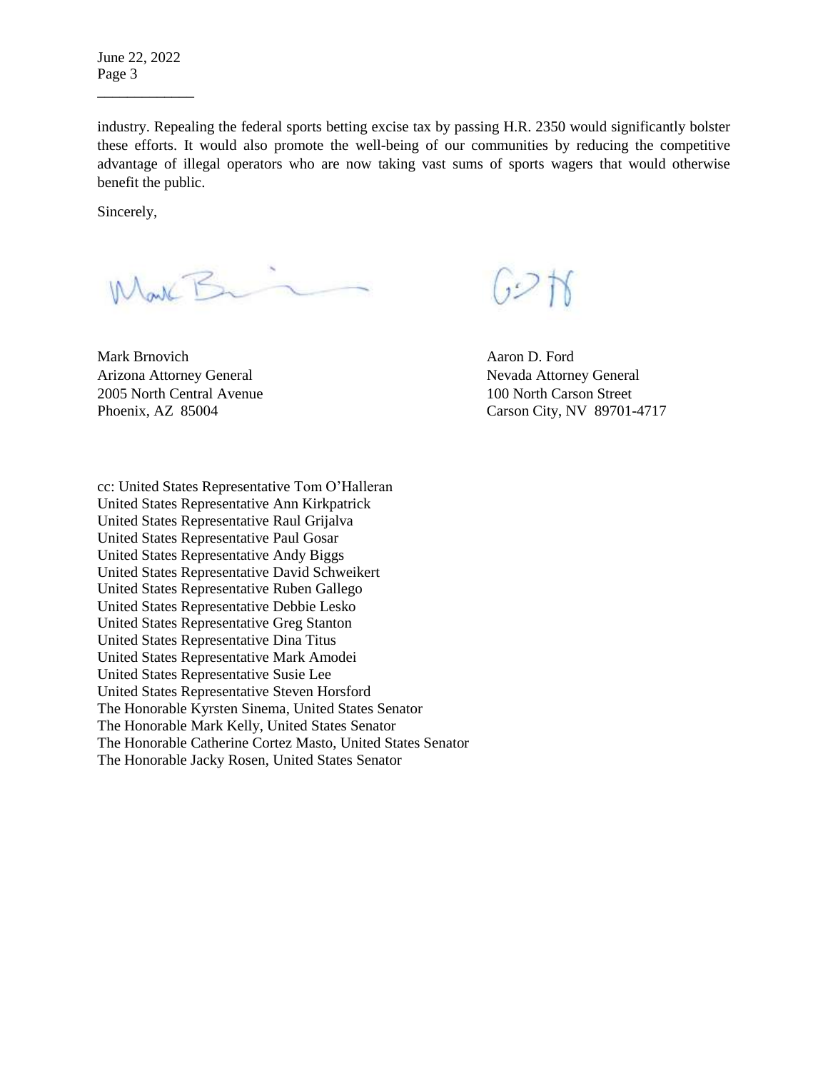industry. Repealing the federal sports betting excise tax by passing H.R. 2350 would significantly bolster these efforts. It would also promote the well-being of our communities by reducing the competitive advantage of illegal operators who are now taking vast sums of sports wagers that would otherwise benefit the public.

Sincerely,

Mark Brnovich
Arizona Attorney General
2005 North Central Avenue
Phoenix, AZ 85004

Aaron D. Ford
Nevada Attorney General
100 North Carson Street
Carson City, NV 89701-4717

cc: United States Representative Tom O'Halleran
United States Representative Ann Kirkpatrick
United States Representative Raul Grijalva
United States Representative Paul Gosar
United States Representative Andy Biggs
United States Representative David Schweikert
United States Representative Ruben Gallego
United States Representative Debbie Lesko
United States Representative Greg Stanton
United States Representative Dina Titus
United States Representative Mark Amodei
United States Representative Susie Lee
United States Representative Steven Horsford
The Honorable Kyrsten Sinema, United States Senator
The Honorable Mark Kelly, United States Senator
The Honorable Catherine Cortez Masto, United States Senator
The Honorable Jacky Rosen, United States Senator